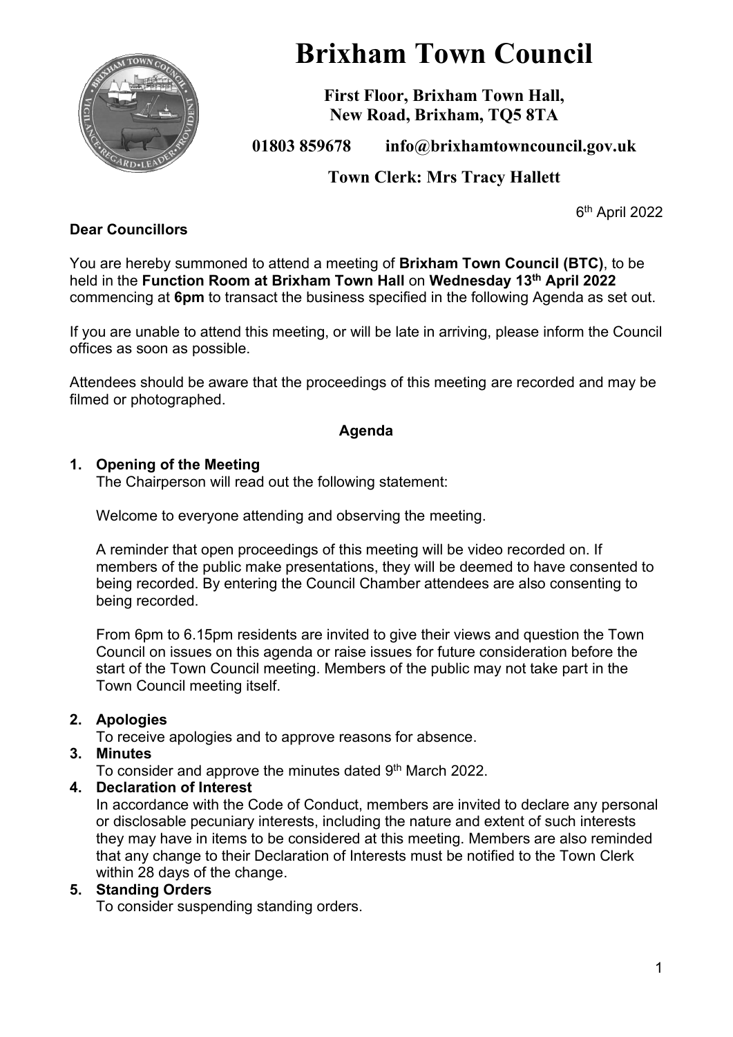# Brixham Town Council

**First Floor, Brixham Town Hall, New Road, Brixham, TQ5 8TA**

**01803 859678 info@brixhamtowncouncil.gov.uk**

**Town Clerk: Mrs Tracy Hallett**

6th April 2022

**Dear Councillors**

You are hereby summoned to attend a meeting of **Brixham Town Council (BTC)**, to be held in the **Function Room at Brixham Town Hall** on **Wednesday 13th April 2022** commencing at **6pm** to transact the business specified in the following Agenda as set out.

If you are unable to attend this meeting, or will be late in arriving, please inform the Council offices as soon as possible.

Attendees should be aware that the proceedings of this meeting are recorded and may be filmed or photographed.

## Agenda

1. **Opening of the Meeting**
   The Chairperson will read out the following statement:

   Welcome to everyone attending and observing the meeting.

   A reminder that open proceedings of this meeting will be video recorded on. If members of the public make presentations, they will be deemed to have consented to being recorded. By entering the Council Chamber attendees are also consenting to being recorded.

   From 6pm to 6.15pm residents are invited to give their views and question the Town Council on issues on this agenda or raise issues for future consideration before the start of the Town Council meeting. Members of the public may not take part in the Town Council meeting itself.

2. **Apologies**
   To receive apologies and to approve reasons for absence.
3. **Minutes**
   To consider and approve the minutes dated 9th March 2022.
4. **Declaration of Interest**
   In accordance with the Code of Conduct, members are invited to declare any personal or disclosable pecuniary interests, including the nature and extent of such interests they may have in items to be considered at this meeting. Members are also reminded that any change to their Declaration of Interests must be notified to the Town Clerk within 28 days of the change.
5. **Standing Orders**
   To consider suspending standing orders.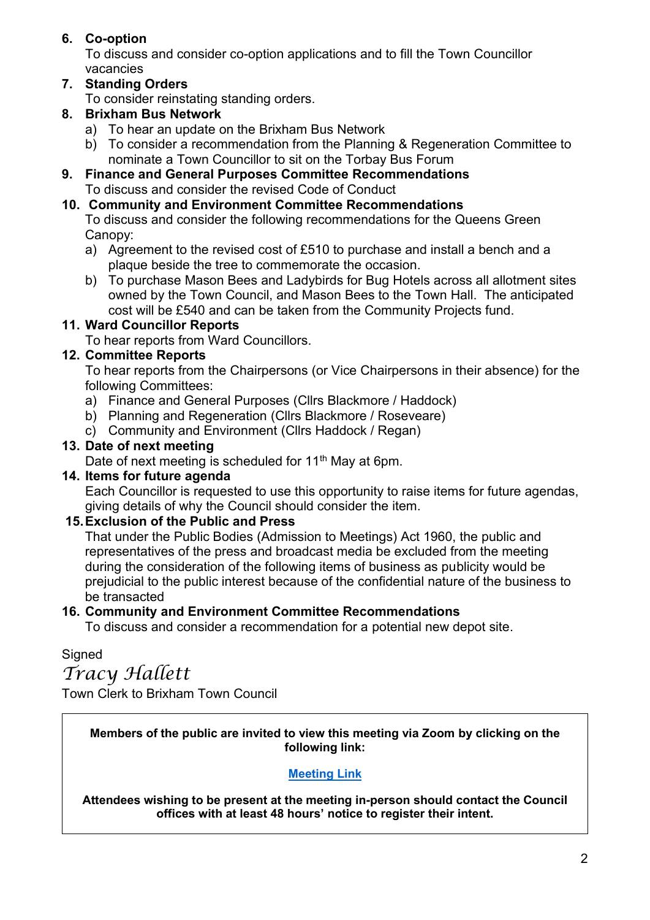6. **Co-option**
   To discuss and consider co-option applications and to fill the Town Councillor vacancies
7. **Standing Orders**
   To consider reinstating standing orders.
8. **Brixham Bus Network**
   a) To hear an update on the Brixham Bus Network
   b) To consider a recommendation from the Planning & Regeneration Committee to nominate a Town Councillor to sit on the Torbay Bus Forum
9. **Finance and General Purposes Committee Recommendations**
   To discuss and consider the revised Code of Conduct
10. **Community and Environment Committee Recommendations**
    To discuss and consider the following recommendations for the Queens Green Canopy:
    a) Agreement to the revised cost of £510 to purchase and install a bench and a plaque beside the tree to commemorate the occasion.
    b) To purchase Mason Bees and Ladybirds for Bug Hotels across all allotment sites owned by the Town Council, and Mason Bees to the Town Hall. The anticipated cost will be £540 and can be taken from the Community Projects fund.
11. **Ward Councillor Reports**
    To hear reports from Ward Councillors.
12. **Committee Reports**
    To hear reports from the Chairpersons (or Vice Chairpersons in their absence) for the following Committees:
    a) Finance and General Purposes (Cllrs Blackmore / Haddock)
    b) Planning and Regeneration (Cllrs Blackmore / Roseveare)
    c) Community and Environment (Cllrs Haddock / Regan)
13. **Date of next meeting**
    Date of next meeting is scheduled for 11th May at 6pm.
14. **Items for future agenda**
    Each Councillor is requested to use this opportunity to raise items for future agendas, giving details of why the Council should consider the item.
15. **Exclusion of the Public and Press**
    That under the Public Bodies (Admission to Meetings) Act 1960, the public and representatives of the press and broadcast media be excluded from the meeting during the consideration of the following items of business as publicity would be prejudicial to the public interest because of the confidential nature of the business to be transacted
16. **Community and Environment Committee Recommendations**
    To discuss and consider a recommendation for a potential new depot site.

Signed

*Tracy Hallett*

Town Clerk to Brixham Town Council

**Members of the public are invited to view this meeting via Zoom by clicking on the following link:**

**Meeting Link**

**Attendees wishing to be present at the meeting in-person should contact the Council offices with at least 48 hours' notice to register their intent.**